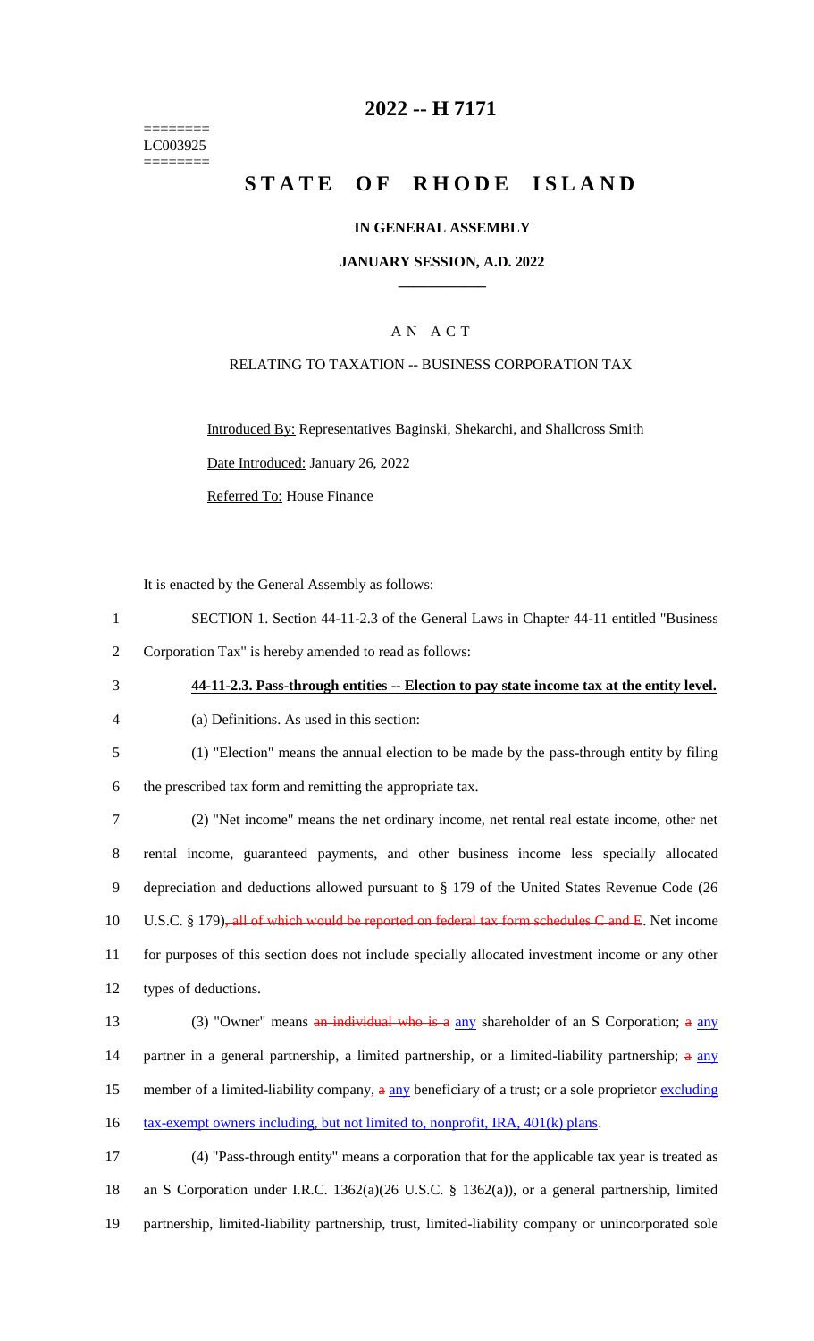========
LC003925
========

# 2022 -- H 7171

# STATE OF RHODE ISLAND

**IN GENERAL ASSEMBLY**

**JANUARY SESSION, A.D. 2022**

A N A C T

RELATING TO TAXATION -- BUSINESS CORPORATION TAX

Introduced By: Representatives Baginski, Shekarchi, and Shallcross Smith

Date Introduced: January 26, 2022

Referred To: House Finance

It is enacted by the General Assembly as follows:

1 SECTION 1. Section 44-11-2.3 of the General Laws in Chapter 44-11 entitled "Business
2 Corporation Tax" is hereby amended to read as follows:

3 **44-11-2.3. Pass-through entities -- Election to pay state income tax at the entity level.**

4 (a) Definitions. As used in this section:

5 (1) "Election" means the annual election to be made by the pass-through entity by filing
6 the prescribed tax form and remitting the appropriate tax.

7 (2) "Net income" means the net ordinary income, net rental real estate income, other net
8 rental income, guaranteed payments, and other business income less specially allocated
9 depreciation and deductions allowed pursuant to § 179 of the United States Revenue Code (26
10 U.S.C. § 179)~~, all of which would be reported on federal tax form schedules C and E~~. Net income
11 for purposes of this section does not include specially allocated investment income or any other
12 types of deductions.

13 (3) "Owner" means ~~an individual who is a~~ any shareholder of an S Corporation; ~~a~~ any
14 partner in a general partnership, a limited partnership, or a limited-liability partnership; ~~a~~ any
15 member of a limited-liability company, ~~a~~ any beneficiary of a trust; or a sole proprietor excluding
16 tax-exempt owners including, but not limited to, nonprofit, IRA, 401(k) plans.

17 (4) "Pass-through entity" means a corporation that for the applicable tax year is treated as
18 an S Corporation under I.R.C. 1362(a)(26 U.S.C. § 1362(a)), or a general partnership, limited
19 partnership, limited-liability partnership, trust, limited-liability company or unincorporated sole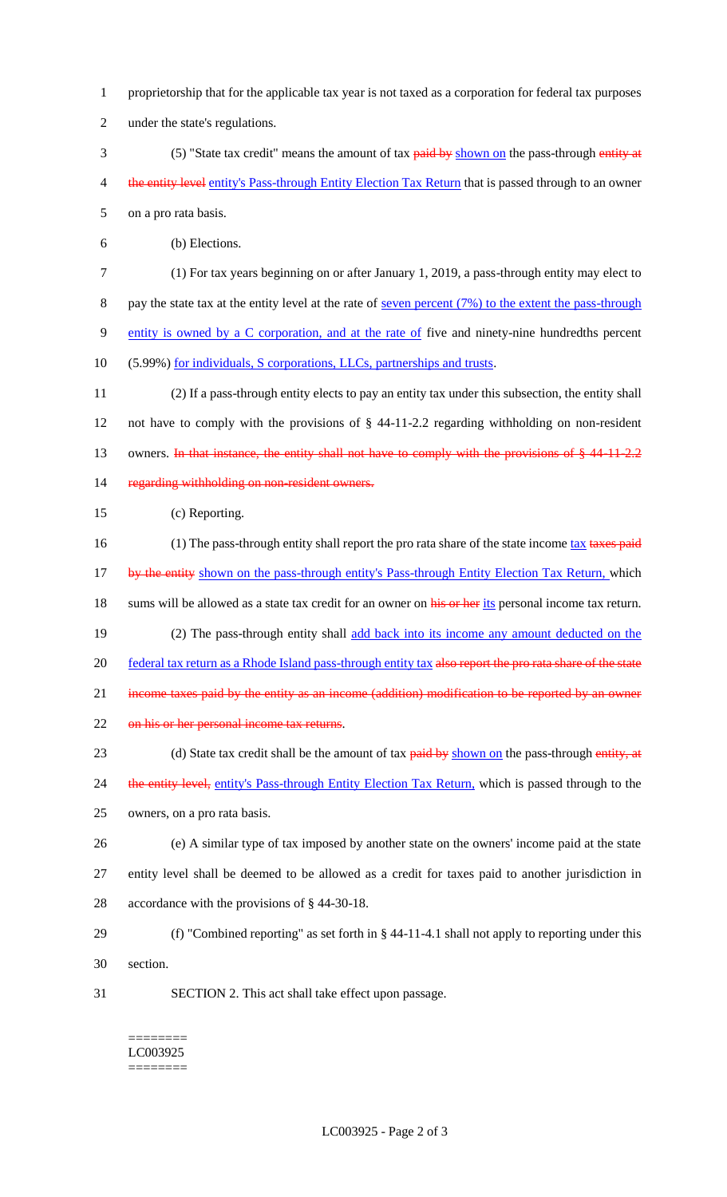proprietorship that for the applicable tax year is not taxed as a corporation for federal tax purposes under the state's regulations.

(5) "State tax credit" means the amount of tax ~~paid by~~ <u>shown on</u> the pass-through ~~entity at the entity level~~ <u>entity's Pass-through Entity Election Tax Return</u> that is passed through to an owner on a pro rata basis.

(b) Elections.

(1) For tax years beginning on or after January 1, 2019, a pass-through entity may elect to pay the state tax at the entity level at the rate of <u>seven percent (7%) to the extent the pass-through entity is owned by a C corporation, and at the rate of</u> five and ninety-nine hundredths percent (5.99%) <u>for individuals, S corporations, LLCs, partnerships and trusts</u>.

(2) If a pass-through entity elects to pay an entity tax under this subsection, the entity shall not have to comply with the provisions of § 44-11-2.2 regarding withholding on non-resident owners. ~~In that instance, the entity shall not have to comply with the provisions of § 44-11-2.2 regarding withholding on non-resident owners.~~

(c) Reporting.

(1) The pass-through entity shall report the pro rata share of the state income <u>tax</u> ~~taxes paid by the entity~~ <u>shown on the pass-through entity's Pass-through Entity Election Tax Return,</u> which sums will be allowed as a state tax credit for an owner on ~~his or her~~ <u>its</u> personal income tax return.

(2) The pass-through entity shall <u>add back into its income any amount deducted on the federal tax return as a Rhode Island pass-through entity tax</u> ~~also report the pro rata share of the state income taxes paid by the entity as an income (addition) modification to be reported by an owner on his or her personal income tax returns~~.

(d) State tax credit shall be the amount of tax ~~paid by~~ <u>shown on</u> the pass-through ~~entity, at the entity level,~~ <u>entity's Pass-through Entity Election Tax Return,</u> which is passed through to the owners, on a pro rata basis.

(e) A similar type of tax imposed by another state on the owners' income paid at the state entity level shall be deemed to be allowed as a credit for taxes paid to another jurisdiction in accordance with the provisions of § 44-30-18.

(f) "Combined reporting" as set forth in § 44-11-4.1 shall not apply to reporting under this section.

SECTION 2. This act shall take effect upon passage.

========
LC003925
========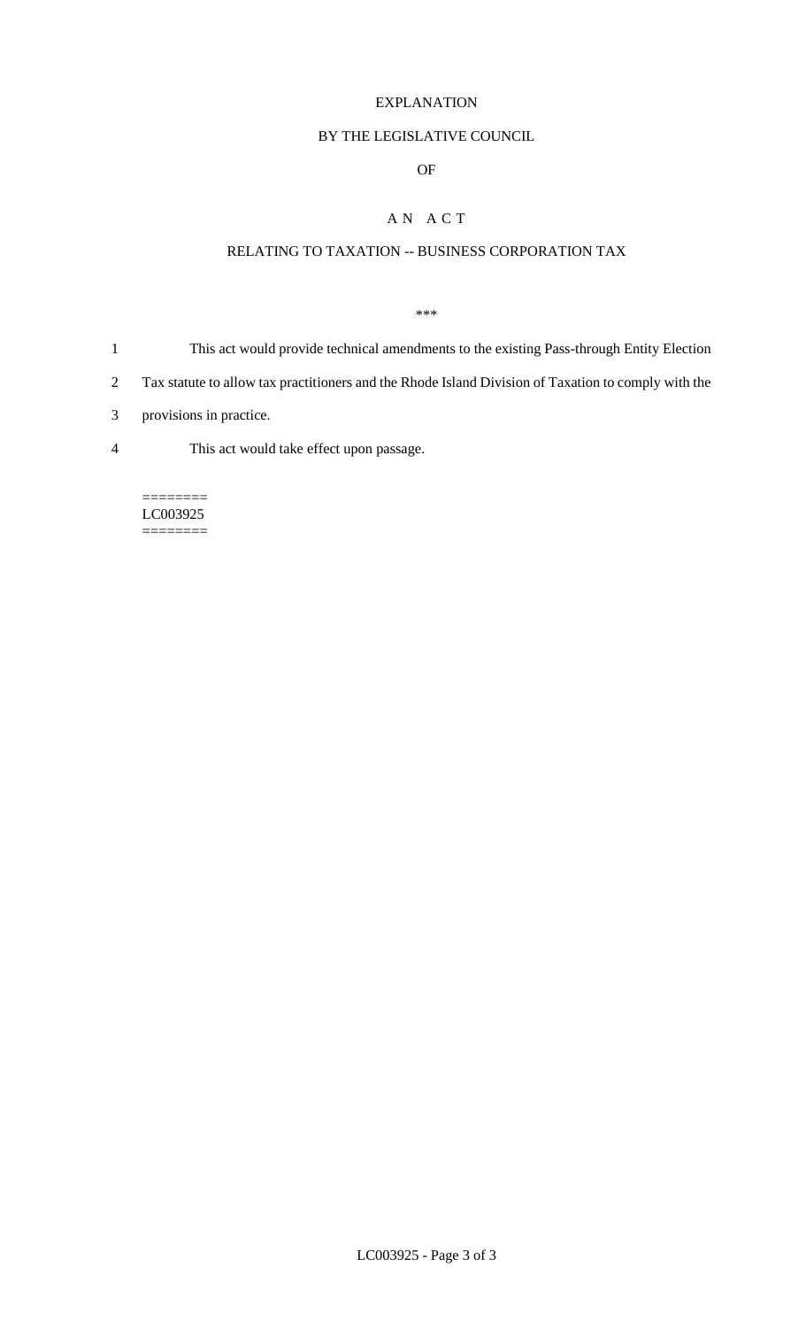EXPLANATION

BY THE LEGISLATIVE COUNCIL

OF

A N A C T

RELATING TO TAXATION -- BUSINESS CORPORATION TAX

\*\*\*

1 This act would provide technical amendments to the existing Pass-through Entity Election
2 Tax statute to allow tax practitioners and the Rhode Island Division of Taxation to comply with the
3 provisions in practice.
4 This act would take effect upon passage.

========
LC003925
========